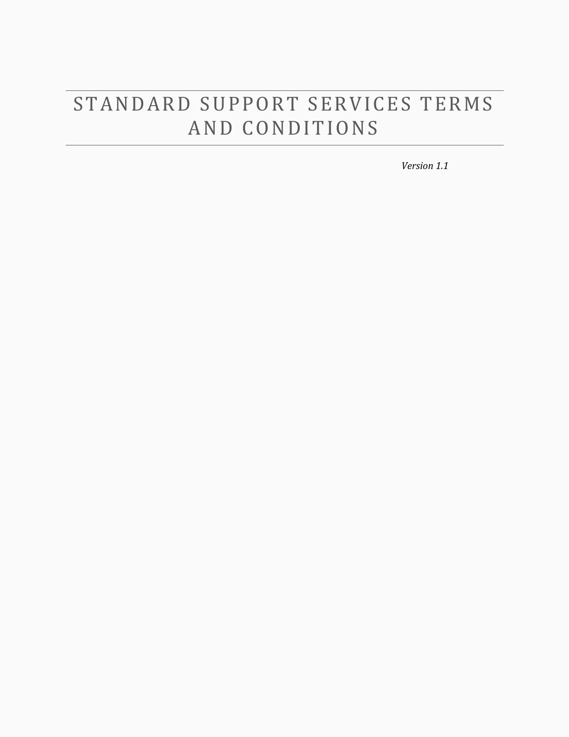# STANDARD SUPPORT SERVICES TERMS AND CONDITIONS

*Version 1.1*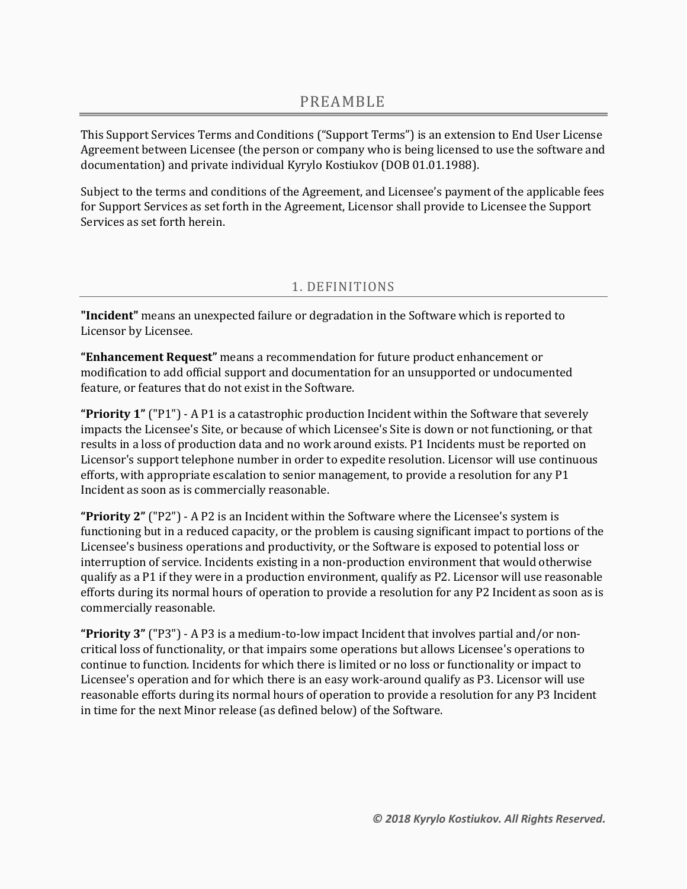# PREAMBLE

This Support Services Terms and Conditions ("Support Terms") is an extension to End User License Agreement between Licensee (the person or company who is being licensed to use the software and documentation) and private individual Kyrylo Kostiukov (DOB 01.01.1988).

Subject to the terms and conditions of the Agreement, and Licensee's payment of the applicable fees for Support Services as set forth in the Agreement, Licensor shall provide to Licensee the Support Services as set forth herein.

## 1. DEFINITIONS

**"Incident"** means an unexpected failure or degradation in the Software which is reported to Licensor by Licensee.

**"Enhancement Request"** means a recommendation for future product enhancement or modification to add official support and documentation for an unsupported or undocumented feature, or features that do not exist in the Software.

**"Priority 1"** ("P1") - A P1 is a catastrophic production Incident within the Software that severely impacts the Licensee's Site, or because of which Licensee's Site is down or not functioning, or that results in a loss of production data and no work around exists. P1 Incidents must be reported on Licensor's support telephone number in order to expedite resolution. Licensor will use continuous efforts, with appropriate escalation to senior management, to provide a resolution for any P1 Incident as soon as is commercially reasonable.

**"Priority 2"** ("P2") - A P2 is an Incident within the Software where the Licensee's system is functioning but in a reduced capacity, or the problem is causing significant impact to portions of the Licensee's business operations and productivity, or the Software is exposed to potential loss or interruption of service. Incidents existing in a non-production environment that would otherwise qualify as a P1 if they were in a production environment, qualify as P2. Licensor will use reasonable efforts during its normal hours of operation to provide a resolution for any P2 Incident as soon as is commercially reasonable.

**"Priority 3"** ("P3") - A P3 is a medium-to-low impact Incident that involves partial and/or non-critical loss of functionality, or that impairs some operations but allows Licensee's operations to continue to function. Incidents for which there is limited or no loss or functionality or impact to Licensee's operation and for which there is an easy work-around qualify as P3. Licensor will use reasonable efforts during its normal hours of operation to provide a resolution for any P3 Incident in time for the next Minor release (as defined below) of the Software.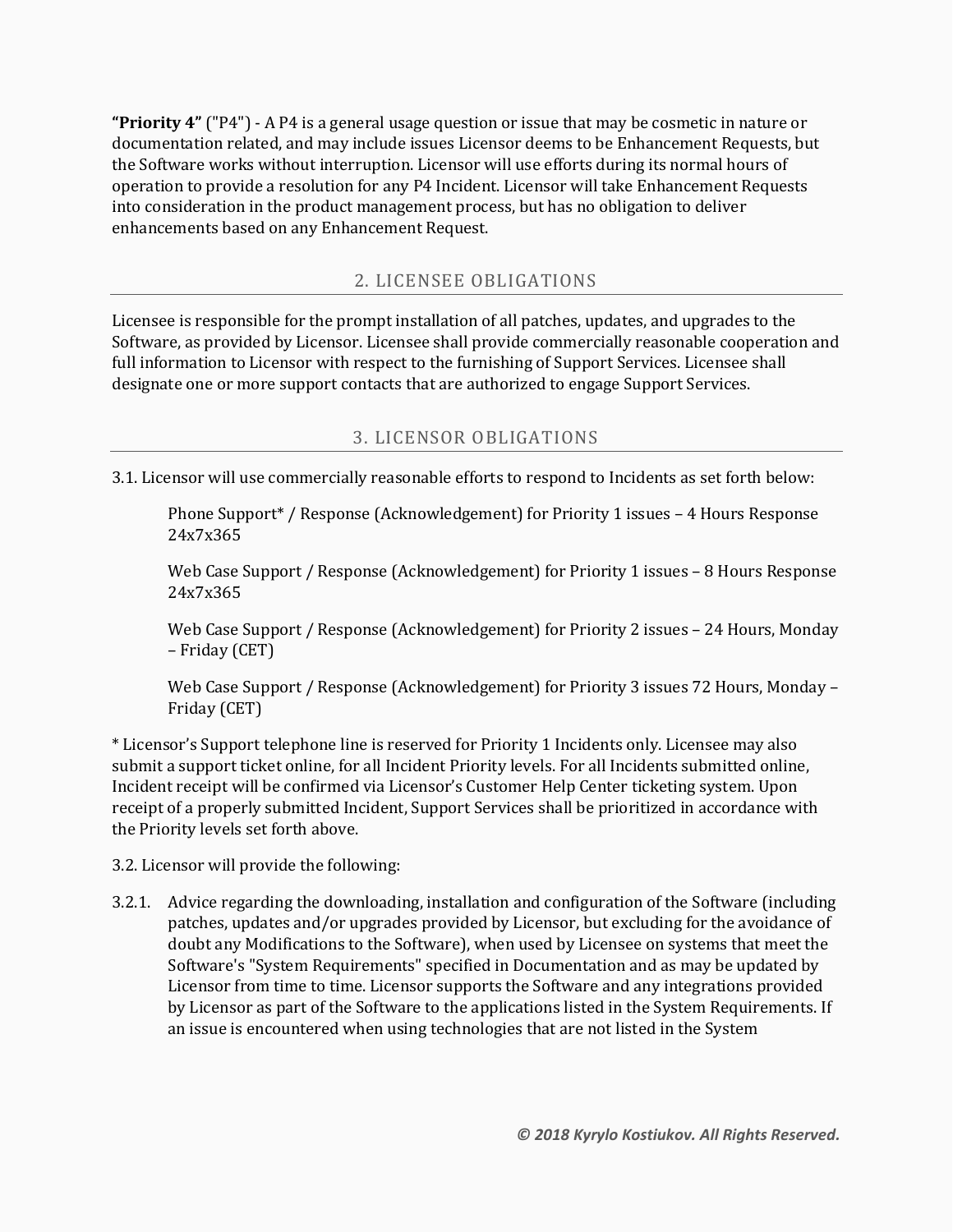**"Priority 4"** ("P4") - A P4 is a general usage question or issue that may be cosmetic in nature or documentation related, and may include issues Licensor deems to be Enhancement Requests, but the Software works without interruption. Licensor will use efforts during its normal hours of operation to provide a resolution for any P4 Incident. Licensor will take Enhancement Requests into consideration in the product management process, but has no obligation to deliver enhancements based on any Enhancement Request.

## 2. LICENSEE OBLIGATIONS

Licensee is responsible for the prompt installation of all patches, updates, and upgrades to the Software, as provided by Licensor. Licensee shall provide commercially reasonable cooperation and full information to Licensor with respect to the furnishing of Support Services. Licensee shall designate one or more support contacts that are authorized to engage Support Services.

## 3. LICENSOR OBLIGATIONS

3.1. Licensor will use commercially reasonable efforts to respond to Incidents as set forth below:

> Phone Support* / Response (Acknowledgement) for Priority 1 issues – 4 Hours Response 24x7x365
>
> Web Case Support / Response (Acknowledgement) for Priority 1 issues – 8 Hours Response 24x7x365
>
> Web Case Support / Response (Acknowledgement) for Priority 2 issues – 24 Hours, Monday – Friday (CET)
>
> Web Case Support / Response (Acknowledgement) for Priority 3 issues 72 Hours, Monday – Friday (CET)

* Licensor's Support telephone line is reserved for Priority 1 Incidents only. Licensee may also submit a support ticket online, for all Incident Priority levels. For all Incidents submitted online, Incident receipt will be confirmed via Licensor's Customer Help Center ticketing system. Upon receipt of a properly submitted Incident, Support Services shall be prioritized in accordance with the Priority levels set forth above.

3.2. Licensor will provide the following:

3.2.1. Advice regarding the downloading, installation and configuration of the Software (including patches, updates and/or upgrades provided by Licensor, but excluding for the avoidance of doubt any Modifications to the Software), when used by Licensee on systems that meet the Software's "System Requirements" specified in Documentation and as may be updated by Licensor from time to time. Licensor supports the Software and any integrations provided by Licensor as part of the Software to the applications listed in the System Requirements. If an issue is encountered when using technologies that are not listed in the System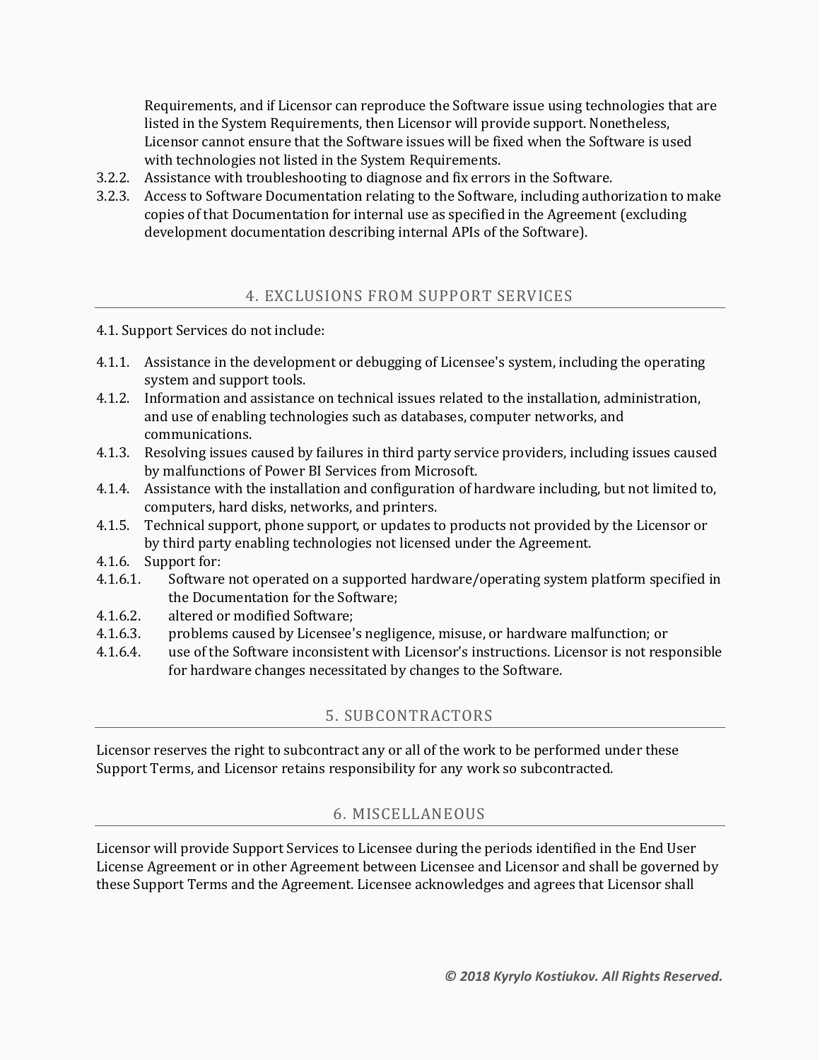Requirements, and if Licensor can reproduce the Software issue using technologies that are listed in the System Requirements, then Licensor will provide support. Nonetheless, Licensor cannot ensure that the Software issues will be fixed when the Software is used with technologies not listed in the System Requirements.

3.2.2. Assistance with troubleshooting to diagnose and fix errors in the Software.

3.2.3. Access to Software Documentation relating to the Software, including authorization to make copies of that Documentation for internal use as specified in the Agreement (excluding development documentation describing internal APIs of the Software).

## 4. EXCLUSIONS FROM SUPPORT SERVICES

4.1. Support Services do not include:

4.1.1. Assistance in the development or debugging of Licensee's system, including the operating system and support tools.

4.1.2. Information and assistance on technical issues related to the installation, administration, and use of enabling technologies such as databases, computer networks, and communications.

4.1.3. Resolving issues caused by failures in third party service providers, including issues caused by malfunctions of Power BI Services from Microsoft.

4.1.4. Assistance with the installation and configuration of hardware including, but not limited to, computers, hard disks, networks, and printers.

4.1.5. Technical support, phone support, or updates to products not provided by the Licensor or by third party enabling technologies not licensed under the Agreement.

4.1.6. Support for:

4.1.6.1. Software not operated on a supported hardware/operating system platform specified in the Documentation for the Software;

4.1.6.2. altered or modified Software;

4.1.6.3. problems caused by Licensee's negligence, misuse, or hardware malfunction; or

4.1.6.4. use of the Software inconsistent with Licensor's instructions. Licensor is not responsible for hardware changes necessitated by changes to the Software.

## 5. SUBCONTRACTORS

Licensor reserves the right to subcontract any or all of the work to be performed under these Support Terms, and Licensor retains responsibility for any work so subcontracted.

## 6. MISCELLANEOUS

Licensor will provide Support Services to Licensee during the periods identified in the End User License Agreement or in other Agreement between Licensee and Licensor and shall be governed by these Support Terms and the Agreement. Licensee acknowledges and agrees that Licensor shall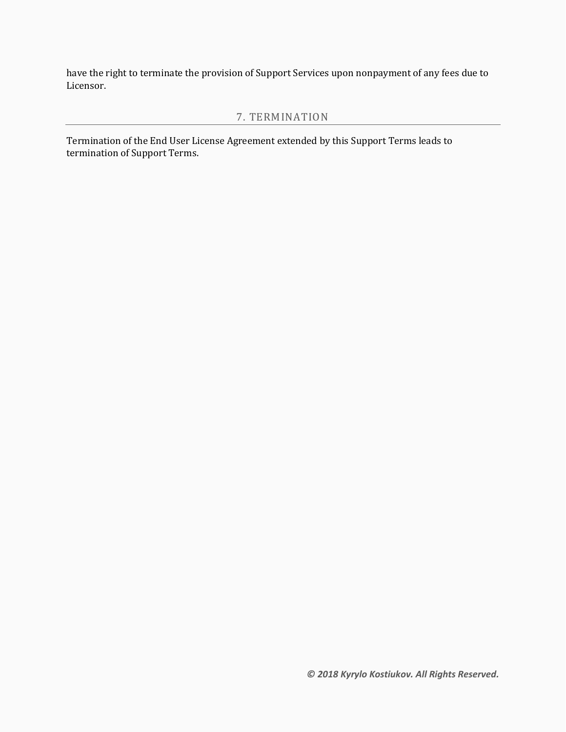have the right to terminate the provision of Support Services upon nonpayment of any fees due to Licensor.

## 7. TERMINATION

Termination of the End User License Agreement extended by this Support Terms leads to termination of Support Terms.

***© 2018 Kyrylo Kostiukov. All Rights Reserved.***